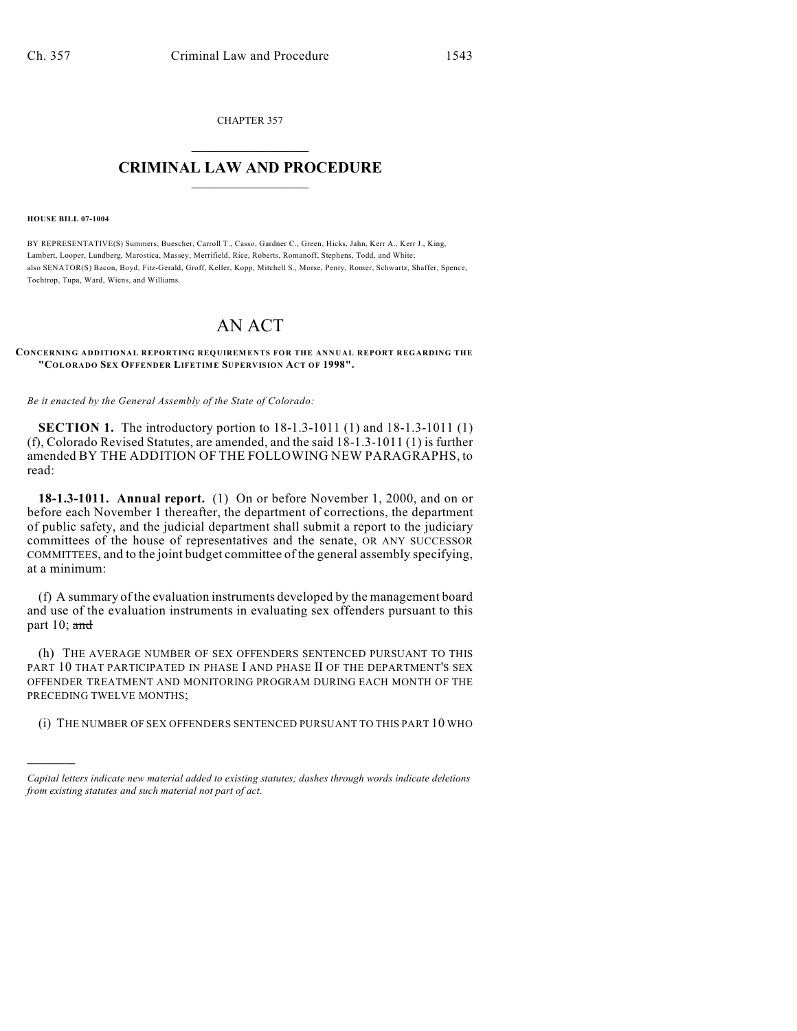CHAPTER 357

# CRIMINAL LAW AND PROCEDURE

**HOUSE BILL 07-1004**

BY REPRESENTATIVE(S) Summers, Buescher, Carroll T., Casso, Gardner C., Green, Hicks, Jahn, Kerr A., Kerr J., King, Lambert, Looper, Lundberg, Marostica, Massey, Merrifield, Rice, Roberts, Romanoff, Stephens, Todd, and White; also SENATOR(S) Bacon, Boyd, Fitz-Gerald, Groff, Keller, Kopp, Mitchell S., Morse, Penry, Romer, Schwartz, Shaffer, Spence, Tochtrop, Tupa, Ward, Wiens, and Williams.

# AN ACT

**CONCERNING ADDITIONAL REPORTING REQUIREMENTS FOR THE ANNUAL REPORT REGARDING THE "COLORADO SEX OFFENDER LIFETIME SUPERVISION ACT OF 1998".**

*Be it enacted by the General Assembly of the State of Colorado:*

**SECTION 1.** The introductory portion to 18-1.3-1011 (1) and 18-1.3-1011 (1) (f), Colorado Revised Statutes, are amended, and the said 18-1.3-1011 (1) is further amended BY THE ADDITION OF THE FOLLOWING NEW PARAGRAPHS, to read:

**18-1.3-1011. Annual report.** (1) On or before November 1, 2000, and on or before each November 1 thereafter, the department of corrections, the department of public safety, and the judicial department shall submit a report to the judiciary committees of the house of representatives and the senate, OR ANY SUCCESSOR COMMITTEES, and to the joint budget committee of the general assembly specifying, at a minimum:

(f) A summary of the evaluation instruments developed by the management board and use of the evaluation instruments in evaluating sex offenders pursuant to this part 10; ~~and~~

(h) THE AVERAGE NUMBER OF SEX OFFENDERS SENTENCED PURSUANT TO THIS PART 10 THAT PARTICIPATED IN PHASE I AND PHASE II OF THE DEPARTMENT'S SEX OFFENDER TREATMENT AND MONITORING PROGRAM DURING EACH MONTH OF THE PRECEDING TWELVE MONTHS;

(i) THE NUMBER OF SEX OFFENDERS SENTENCED PURSUANT TO THIS PART 10 WHO

---

*Capital letters indicate new material added to existing statutes; dashes through words indicate deletions from existing statutes and such material not part of act.*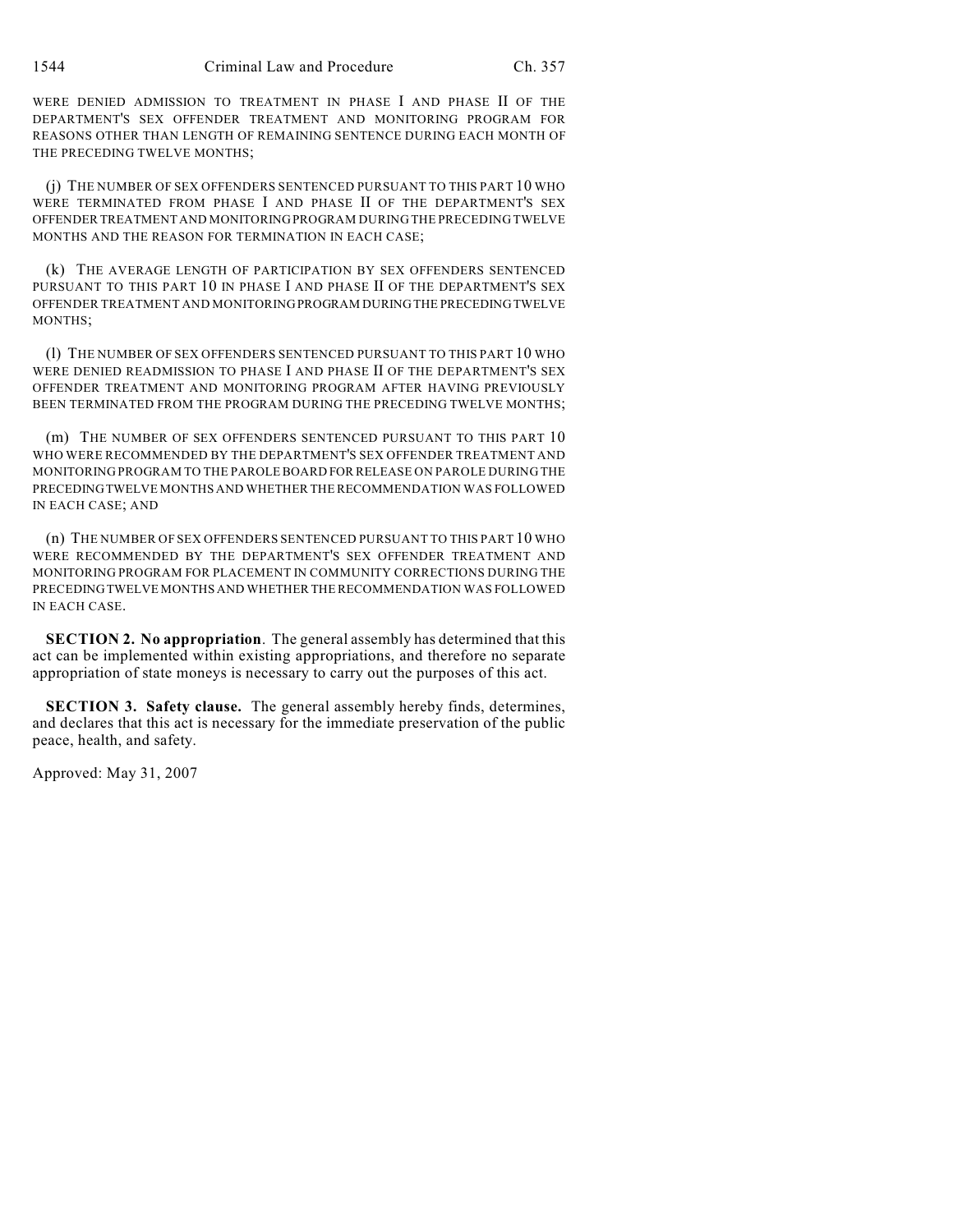WERE DENIED ADMISSION TO TREATMENT IN PHASE I AND PHASE II OF THE DEPARTMENT'S SEX OFFENDER TREATMENT AND MONITORING PROGRAM FOR REASONS OTHER THAN LENGTH OF REMAINING SENTENCE DURING EACH MONTH OF THE PRECEDING TWELVE MONTHS;

(j) THE NUMBER OF SEX OFFENDERS SENTENCED PURSUANT TO THIS PART 10 WHO WERE TERMINATED FROM PHASE I AND PHASE II OF THE DEPARTMENT'S SEX OFFENDER TREATMENT AND MONITORING PROGRAM DURING THE PRECEDING TWELVE MONTHS AND THE REASON FOR TERMINATION IN EACH CASE;

(k) THE AVERAGE LENGTH OF PARTICIPATION BY SEX OFFENDERS SENTENCED PURSUANT TO THIS PART 10 IN PHASE I AND PHASE II OF THE DEPARTMENT'S SEX OFFENDER TREATMENT AND MONITORING PROGRAM DURING THE PRECEDING TWELVE MONTHS;

(l) THE NUMBER OF SEX OFFENDERS SENTENCED PURSUANT TO THIS PART 10 WHO WERE DENIED READMISSION TO PHASE I AND PHASE II OF THE DEPARTMENT'S SEX OFFENDER TREATMENT AND MONITORING PROGRAM AFTER HAVING PREVIOUSLY BEEN TERMINATED FROM THE PROGRAM DURING THE PRECEDING TWELVE MONTHS;

(m) THE NUMBER OF SEX OFFENDERS SENTENCED PURSUANT TO THIS PART 10 WHO WERE RECOMMENDED BY THE DEPARTMENT'S SEX OFFENDER TREATMENT AND MONITORING PROGRAM TO THE PAROLE BOARD FOR RELEASE ON PAROLE DURING THE PRECEDING TWELVE MONTHS AND WHETHER THE RECOMMENDATION WAS FOLLOWED IN EACH CASE; AND

(n) THE NUMBER OF SEX OFFENDERS SENTENCED PURSUANT TO THIS PART 10 WHO WERE RECOMMENDED BY THE DEPARTMENT'S SEX OFFENDER TREATMENT AND MONITORING PROGRAM FOR PLACEMENT IN COMMUNITY CORRECTIONS DURING THE PRECEDING TWELVE MONTHS AND WHETHER THE RECOMMENDATION WAS FOLLOWED IN EACH CASE.

**SECTION 2. No appropriation**. The general assembly has determined that this act can be implemented within existing appropriations, and therefore no separate appropriation of state moneys is necessary to carry out the purposes of this act.

**SECTION 3. Safety clause.** The general assembly hereby finds, determines, and declares that this act is necessary for the immediate preservation of the public peace, health, and safety.

Approved: May 31, 2007